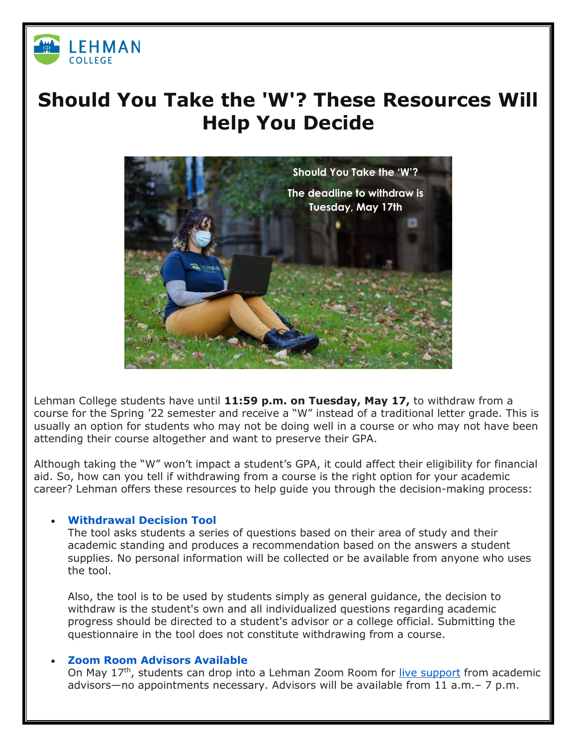# Should You Take the 'W'? These Resources Will Help You Decide

Lehman College students have until **11:59 p.m. on Tuesday, May 17,** to withdraw from a course for the Spring '22 semester and receive a "W" instead of a traditional letter grade. This is usually an option for students who may not be doing well in a course or who may not have been attending their course altogether and want to preserve their GPA.

Although taking the "W" won't impact a student's GPA, it could affect their eligibility for financial aid. So, how can you tell if withdrawing from a course is the right option for your academic career? Lehman offers these resources to help guide you through the decision-making process:

- **Withdrawal Decision Tool**
  The tool asks students a series of questions based on their area of study and their academic standing and produces a recommendation based on the answers a student supplies. No personal information will be collected or be available from anyone who uses the tool.

  Also, the tool is to be used by students simply as general guidance, the decision to withdraw is the student's own and all individualized questions regarding academic progress should be directed to a student's advisor or a college official. Submitting the questionnaire in the tool does not constitute withdrawing from a course.

- **Zoom Room Advisors Available**
  On May 17th, students can drop into a Lehman Zoom Room for live support from academic advisors—no appointments necessary. Advisors will be available from 11 a.m.– 7 p.m.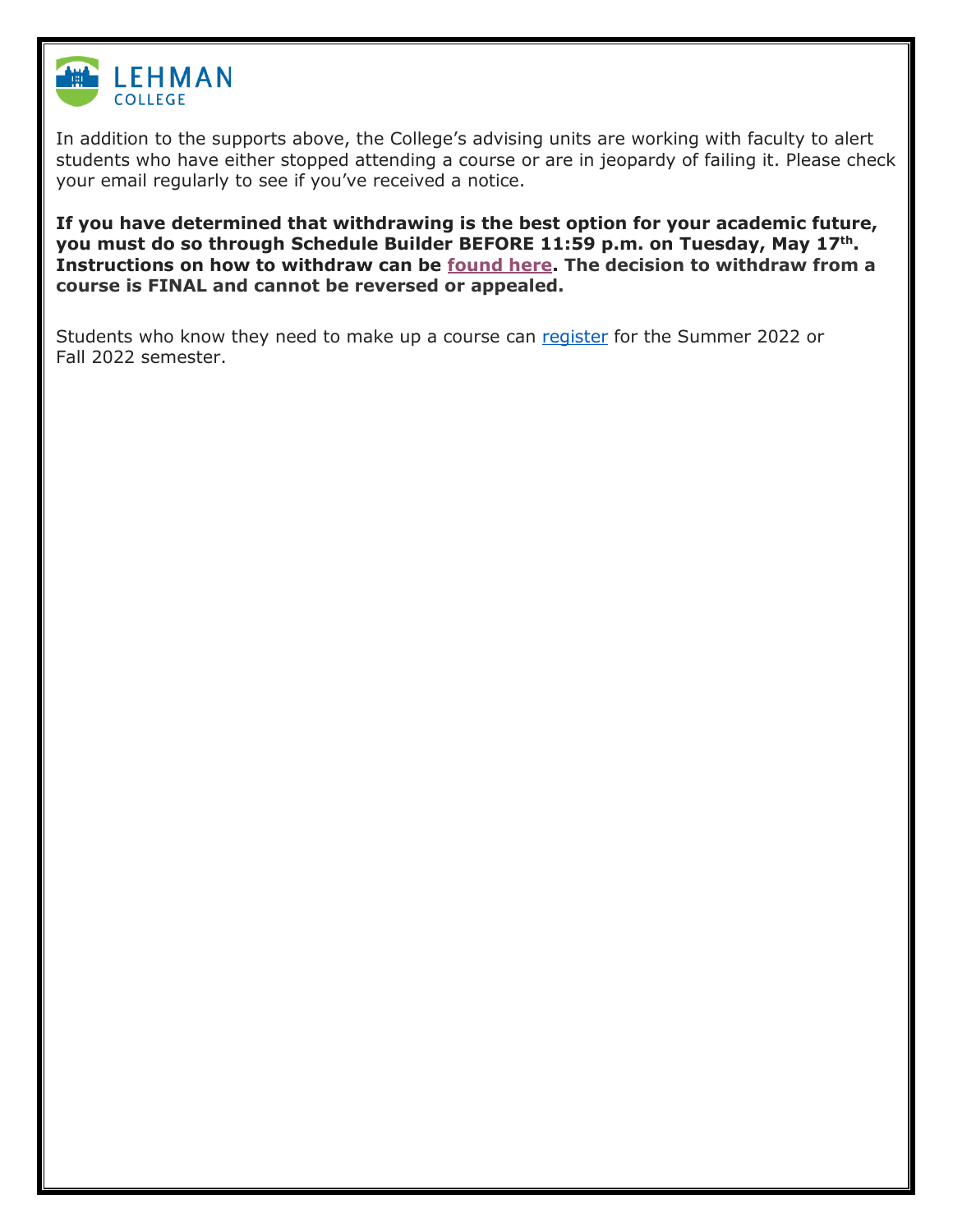In addition to the supports above, the College's advising units are working with faculty to alert students who have either stopped attending a course or are in jeopardy of failing it. Please check your email regularly to see if you've received a notice.

**If you have determined that withdrawing is the best option for your academic future, you must do so through Schedule Builder BEFORE 11:59 p.m. on Tuesday, May 17th. Instructions on how to withdraw can be found here. The decision to withdraw from a course is FINAL and cannot be reversed or appealed.**

Students who know they need to make up a course can register for the Summer 2022 or Fall 2022 semester.